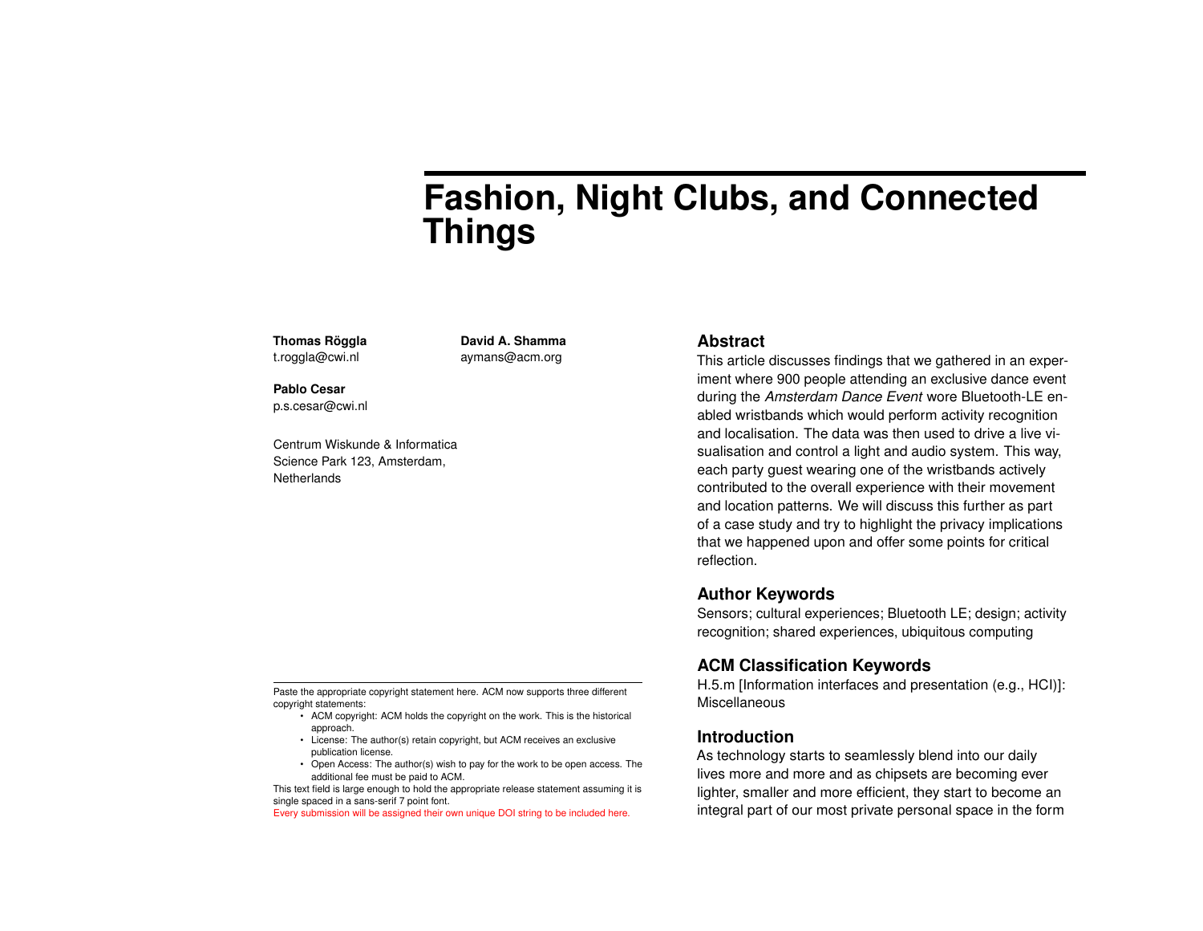# Fashion, Night Clubs, and Connected Things

**Thomas Röggla**
t.roggla@cwi.nl

**David A. Shamma**
aymans@acm.org

**Pablo Cesar**
p.s.cesar@cwi.nl

Centrum Wiskunde & Informatica
Science Park 123, Amsterdam,
Netherlands

Paste the appropriate copyright statement here. ACM now supports three different copyright statements:

- ACM copyright: ACM holds the copyright on the work. This is the historical approach.
- License: The author(s) retain copyright, but ACM receives an exclusive publication license.
- Open Access: The author(s) wish to pay for the work to be open access. The additional fee must be paid to ACM.

This text field is large enough to hold the appropriate release statement assuming it is single spaced in a sans-serif 7 point font.

Every submission will be assigned their own unique DOI string to be included here.

## Abstract

This article discusses findings that we gathered in an experiment where 900 people attending an exclusive dance event during the *Amsterdam Dance Event* wore Bluetooth-LE enabled wristbands which would perform activity recognition and localisation. The data was then used to drive a live visualisation and control a light and audio system. This way, each party guest wearing one of the wristbands actively contributed to the overall experience with their movement and location patterns. We will discuss this further as part of a case study and try to highlight the privacy implications that we happened upon and offer some points for critical reflection.

## Author Keywords

Sensors; cultural experiences; Bluetooth LE; design; activity recognition; shared experiences, ubiquitous computing

## ACM Classification Keywords

H.5.m [Information interfaces and presentation (e.g., HCI)]: Miscellaneous

## Introduction

As technology starts to seamlessly blend into our daily lives more and more and as chipsets are becoming ever lighter, smaller and more efficient, they start to become an integral part of our most private personal space in the form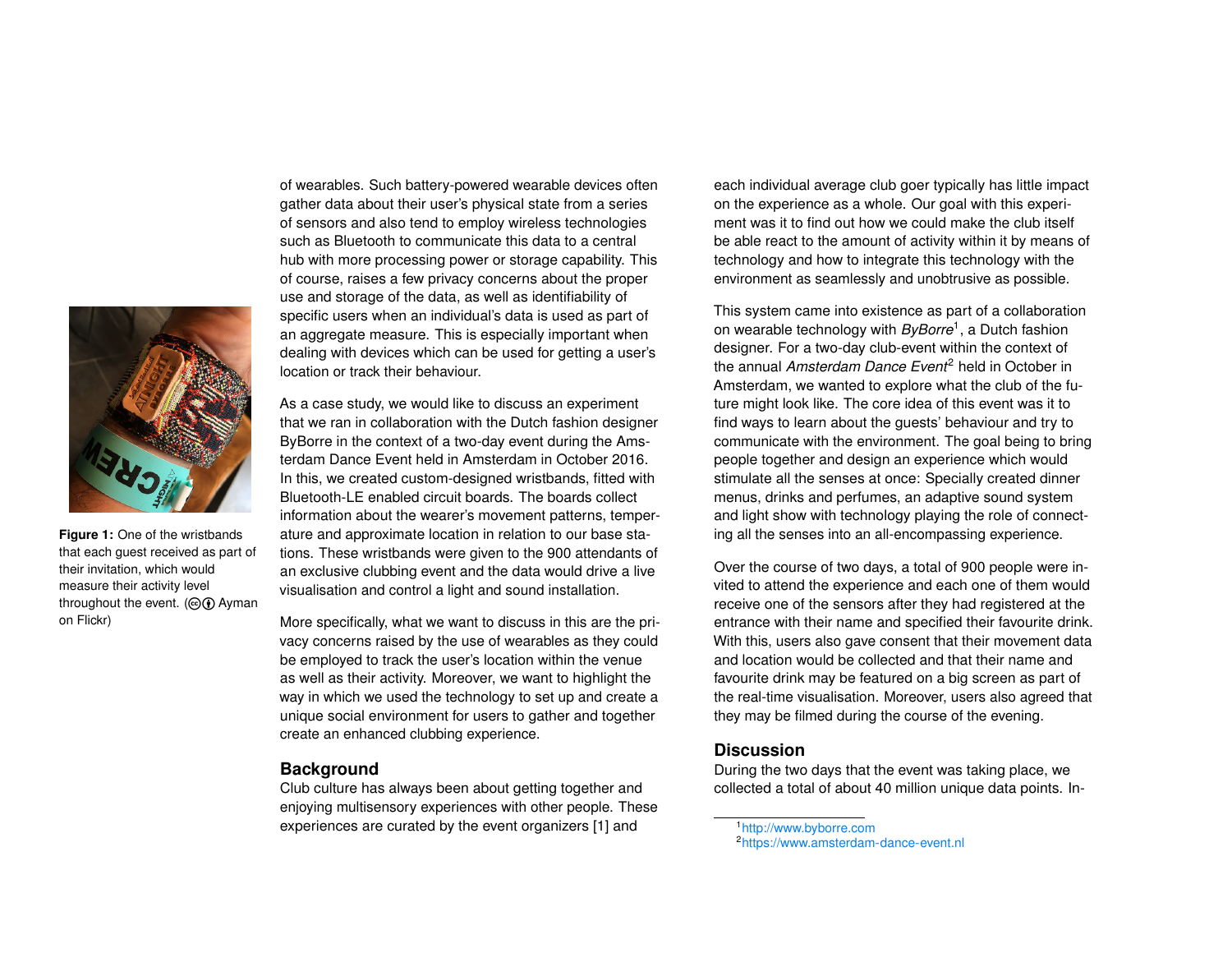Figure 1: One of the wristbands that each guest received as part of their invitation, which would measure their activity level throughout the event. (cc Ayman on Flickr)

of wearables. Such battery-powered wearable devices often gather data about their user's physical state from a series of sensors and also tend to employ wireless technologies such as Bluetooth to communicate this data to a central hub with more processing power or storage capability. This of course, raises a few privacy concerns about the proper use and storage of the data, as well as identifiability of specific users when an individual's data is used as part of an aggregate measure. This is especially important when dealing with devices which can be used for getting a user's location or track their behaviour.

As a case study, we would like to discuss an experiment that we ran in collaboration with the Dutch fashion designer ByBorre in the context of a two-day event during the Amsterdam Dance Event held in Amsterdam in October 2016. In this, we created custom-designed wristbands, fitted with Bluetooth-LE enabled circuit boards. The boards collect information about the wearer's movement patterns, temperature and approximate location in relation to our base stations. These wristbands were given to the 900 attendants of an exclusive clubbing event and the data would drive a live visualisation and control a light and sound installation.

More specifically, what we want to discuss in this are the privacy concerns raised by the use of wearables as they could be employed to track the user's location within the venue as well as their activity. Moreover, we want to highlight the way in which we used the technology to set up and create a unique social environment for users to gather and together create an enhanced clubbing experience.

## Background

Club culture has always been about getting together and enjoying multisensory experiences with other people. These experiences are curated by the event organizers [1] and each individual average club goer typically has little impact on the experience as a whole. Our goal with this experiment was it to find out how we could make the club itself be able react to the amount of activity within it by means of technology and how to integrate this technology with the environment as seamlessly and unobtrusive as possible.

This system came into existence as part of a collaboration on wearable technology with *ByBorre*[1], a Dutch fashion designer. For a two-day club-event within the context of the annual *Amsterdam Dance Event*[2] held in October in Amsterdam, we wanted to explore what the club of the future might look like. The core idea of this event was it to find ways to learn about the guests' behaviour and try to communicate with the environment. The goal being to bring people together and design an experience which would stimulate all the senses at once: Specially created dinner menus, drinks and perfumes, an adaptive sound system and light show with technology playing the role of connecting all the senses into an all-encompassing experience.

Over the course of two days, a total of 900 people were invited to attend the experience and each one of them would receive one of the sensors after they had registered at the entrance with their name and specified their favourite drink. With this, users also gave consent that their movement data and location would be collected and that their name and favourite drink may be featured on a big screen as part of the real-time visualisation. Moreover, users also agreed that they may be filmed during the course of the evening.

## Discussion

During the two days that the event was taking place, we collected a total of about 40 million unique data points. In-

[1] http://www.byborre.com
[2] https://www.amsterdam-dance-event.nl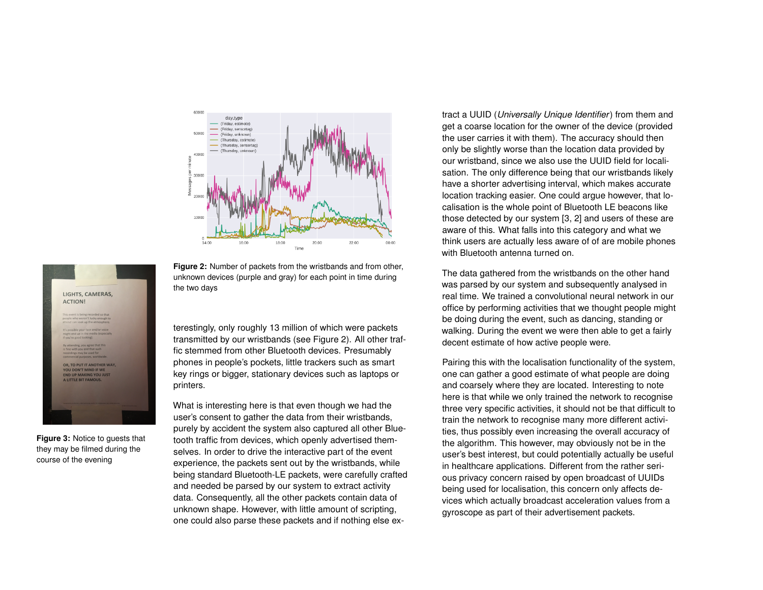**Figure 2:** Number of packets from the wristbands and from other, unknown devices (purple and gray) for each point in time during the two days

**Figure 3:** Notice to guests that they may be filmed during the course of the evening

terestingly, only roughly 13 million of which were packets transmitted by our wristbands (see Figure 2). All other traffic stemmed from other Bluetooth devices. Presumably phones in people's pockets, little trackers such as smart key rings or bigger, stationary devices such as laptops or printers.

What is interesting here is that even though we had the user's consent to gather the data from their wristbands, purely by accident the system also captured all other Bluetooth traffic from devices, which openly advertised themselves. In order to drive the interactive part of the event experience, the packets sent out by the wristbands, while being standard Bluetooth-LE packets, were carefully crafted and needed be parsed by our system to extract activity data. Consequently, all the other packets contain data of unknown shape. However, with little amount of scripting, one could also parse these packets and if nothing else extract a UUID (*Universally Unique Identifier*) from them and get a coarse location for the owner of the device (provided the user carries it with them). The accuracy should then only be slightly worse than the location data provided by our wristband, since we also use the UUID field for localisation. The only difference being that our wristbands likely have a shorter advertising interval, which makes accurate location tracking easier. One could argue however, that localisation is the whole point of Bluetooth LE beacons like those detected by our system [3, 2] and users of these are aware of this. What falls into this category and what we think users are actually less aware of of are mobile phones with Bluetooth antenna turned on.

The data gathered from the wristbands on the other hand was parsed by our system and subsequently analysed in real time. We trained a convolutional neural network in our office by performing activities that we thought people might be doing during the event, such as dancing, standing or walking. During the event we were then able to get a fairly decent estimate of how active people were.

Pairing this with the localisation functionality of the system, one can gather a good estimate of what people are doing and coarsely where they are located. Interesting to note here is that while we only trained the network to recognise three very specific activities, it should not be that difficult to train the network to recognise many more different activities, thus possibly even increasing the overall accuracy of the algorithm. This however, may obviously not be in the user's best interest, but could potentially actually be useful in healthcare applications. Different from the rather serious privacy concern raised by open broadcast of UUIDs being used for localisation, this concern only affects devices which actually broadcast acceleration values from a gyroscope as part of their advertisement packets.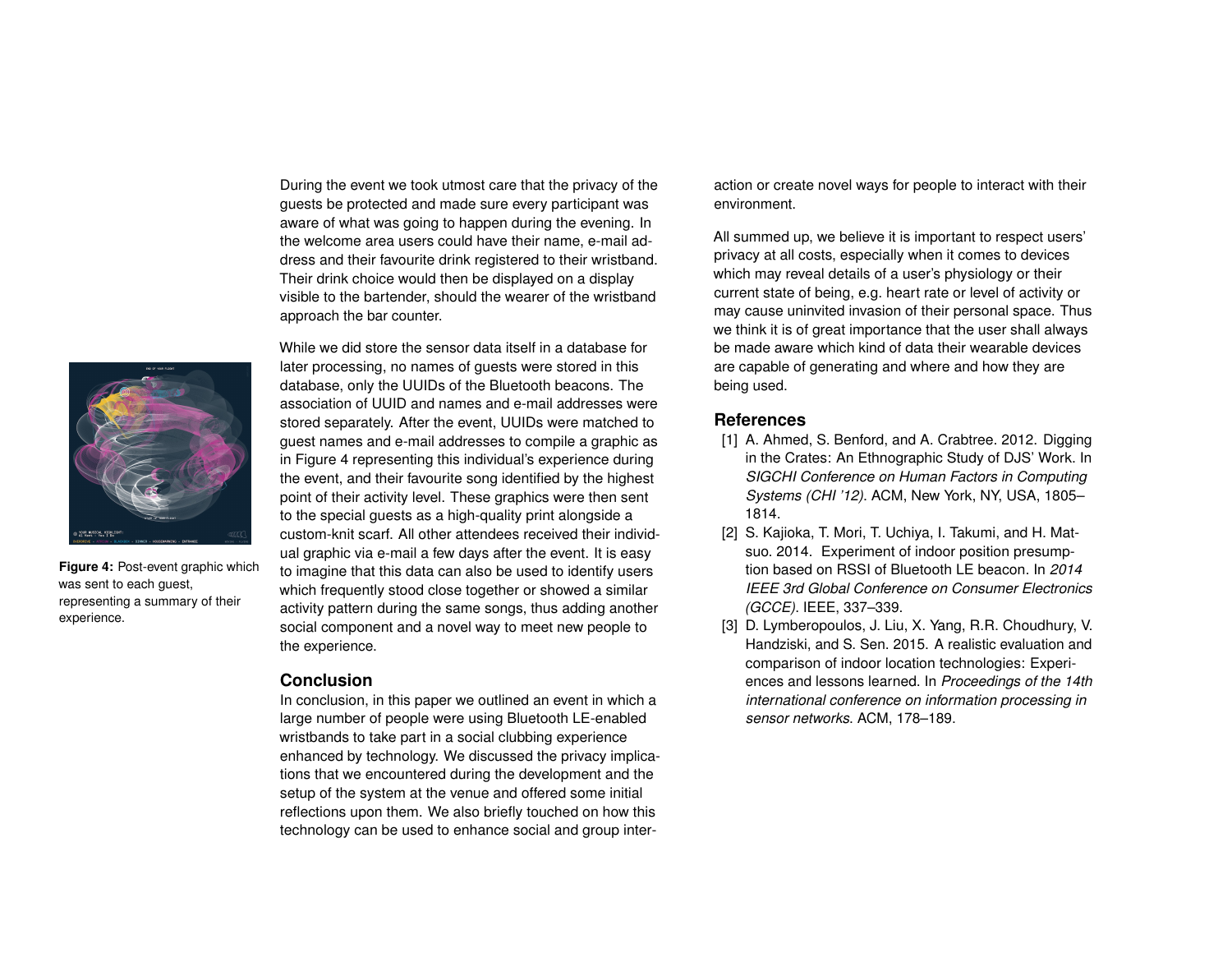During the event we took utmost care that the privacy of the guests be protected and made sure every participant was aware of what was going to happen during the evening. In the welcome area users could have their name, e-mail address and their favourite drink registered to their wristband. Their drink choice would then be displayed on a display visible to the bartender, should the wearer of the wristband approach the bar counter.

While we did store the sensor data itself in a database for later processing, no names of guests were stored in this database, only the UUIDs of the Bluetooth beacons. The association of UUID and names and e-mail addresses were stored separately. After the event, UUIDs were matched to guest names and e-mail addresses to compile a graphic as in Figure 4 representing this individual's experience during the event, and their favourite song identified by the highest point of their activity level. These graphics were then sent to the special guests as a high-quality print alongside a custom-knit scarf. All other attendees received their individual graphic via e-mail a few days after the event. It is easy to imagine that this data can also be used to identify users which frequently stood close together or showed a similar activity pattern during the same songs, thus adding another social component and a novel way to meet new people to the experience.

**Figure 4:** Post-event graphic which was sent to each guest, representing a summary of their experience.

## Conclusion

In conclusion, in this paper we outlined an event in which a large number of people were using Bluetooth LE-enabled wristbands to take part in a social clubbing experience enhanced by technology. We discussed the privacy implications that we encountered during the development and the setup of the system at the venue and offered some initial reflections upon them. We also briefly touched on how this technology can be used to enhance social and group interaction or create novel ways for people to interact with their environment.

All summed up, we believe it is important to respect users' privacy at all costs, especially when it comes to devices which may reveal details of a user's physiology or their current state of being, e.g. heart rate or level of activity or may cause uninvited invasion of their personal space. Thus we think it is of great importance that the user shall always be made aware which kind of data their wearable devices are capable of generating and where and how they are being used.

## References

[1] A. Ahmed, S. Benford, and A. Crabtree. 2012. Digging in the Crates: An Ethnographic Study of DJS' Work. In *SIGCHI Conference on Human Factors in Computing Systems (CHI '12)*. ACM, New York, NY, USA, 1805–1814.

[2] S. Kajioka, T. Mori, T. Uchiya, I. Takumi, and H. Matsuo. 2014. Experiment of indoor position presumption based on RSSI of Bluetooth LE beacon. In *2014 IEEE 3rd Global Conference on Consumer Electronics (GCCE)*. IEEE, 337–339.

[3] D. Lymberopoulos, J. Liu, X. Yang, R.R. Choudhury, V. Handziski, and S. Sen. 2015. A realistic evaluation and comparison of indoor location technologies: Experiences and lessons learned. In *Proceedings of the 14th international conference on information processing in sensor networks.* ACM, 178–189.